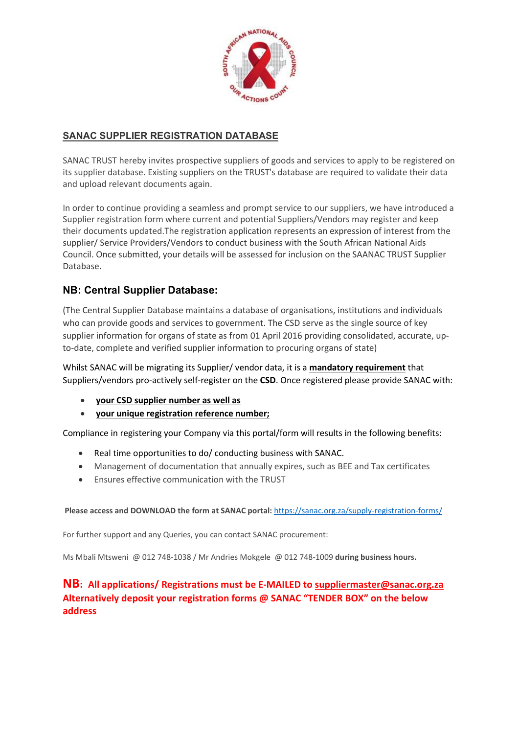## SANAC SUPPLIER REGISTRATION DATABASE

SANAC TRUST hereby invites prospective suppliers of goods and services to apply to be registered on its supplier database. Existing suppliers on the TRUST's database are required to validate their data and upload relevant documents again.

In order to continue providing a seamless and prompt service to our suppliers, we have introduced a Supplier registration form where current and potential Suppliers/Vendors may register and keep their documents updated.The registration application represents an expression of interest from the supplier/ Service Providers/Vendors to conduct business with the South African National Aids Council. Once submitted, your details will be assessed for inclusion on the SAANAC TRUST Supplier Database.

### NB: Central Supplier Database:

(The Central Supplier Database maintains a database of organisations, institutions and individuals who can provide goods and services to government. The CSD serve as the single source of key supplier information for organs of state as from 01 April 2016 providing consolidated, accurate, up-to-date, complete and verified supplier information to procuring organs of state)

Whilst SANAC will be migrating its Supplier/ vendor data, it is a **mandatory requirement** that Suppliers/vendors pro-actively self-register on the **CSD**. Once registered please provide SANAC with:

- **your CSD supplier number as well as**
- **your unique registration reference number;**

Compliance in registering your Company via this portal/form will results in the following benefits:

- Real time opportunities to do/ conducting business with SANAC.
- Management of documentation that annually expires, such as BEE and Tax certificates
- Ensures effective communication with the TRUST

**Please access and DOWNLOAD the form at SANAC portal:** https://sanac.org.za/supply-registration-forms/

For further support and any Queries, you can contact SANAC procurement:

Ms Mbali Mtsweni @ 012 748-1038 / Mr Andries Mokgele @ 012 748-1009 **during business hours.**

**NB: All applications/ Registrations must be E-MAILED to suppliermaster@sanac.org.za Alternatively deposit your registration forms @ SANAC "TENDER BOX" on the below address**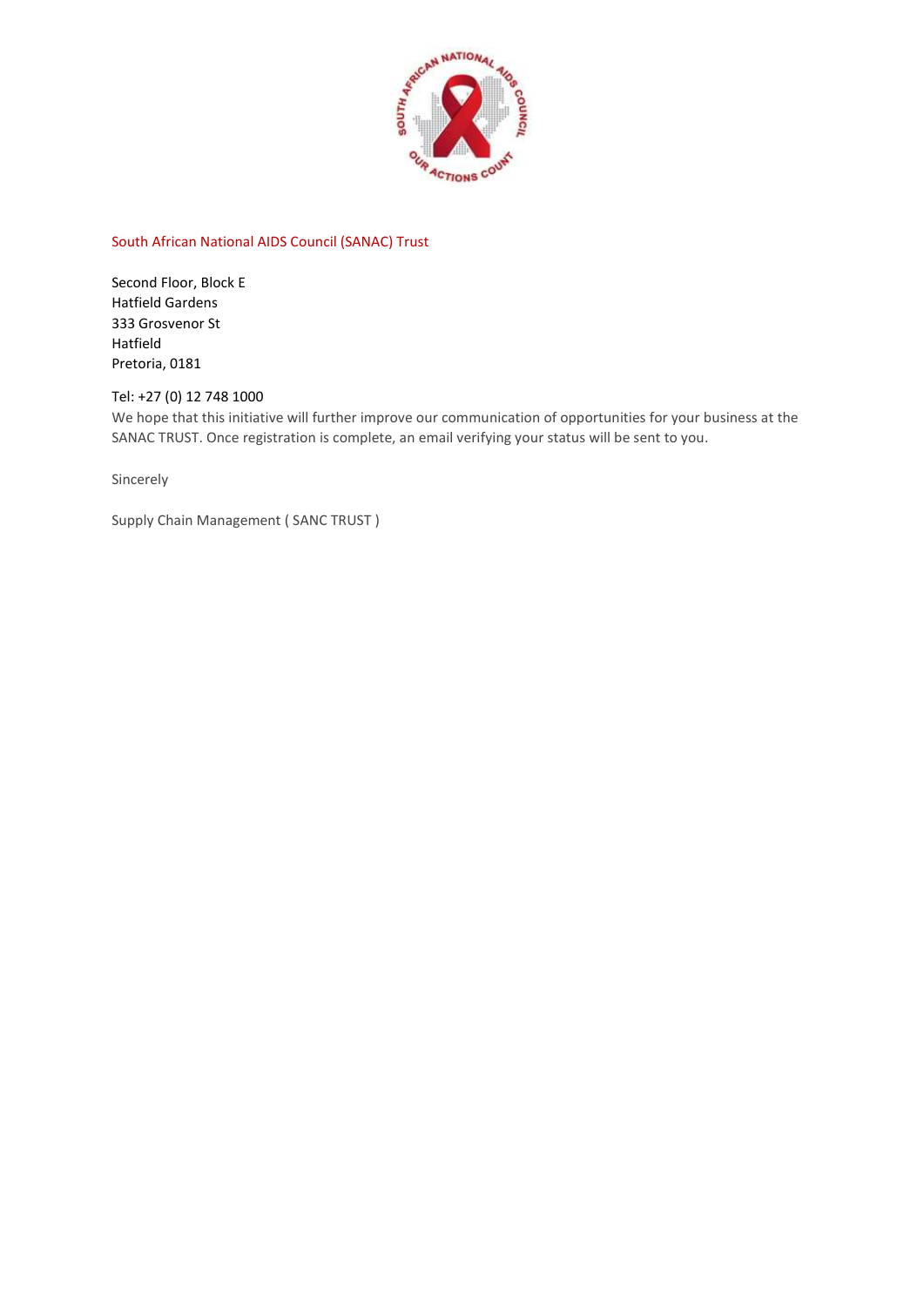South African National AIDS Council (SANAC) Trust

Second Floor, Block E
Hatfield Gardens
333 Grosvenor St
Hatfield
Pretoria, 0181

Tel: +27 (0) 12 748 1000
We hope that this initiative will further improve our communication of opportunities for your business at the SANAC TRUST. Once registration is complete, an email verifying your status will be sent to you.

Sincerely

Supply Chain Management ( SANC TRUST )